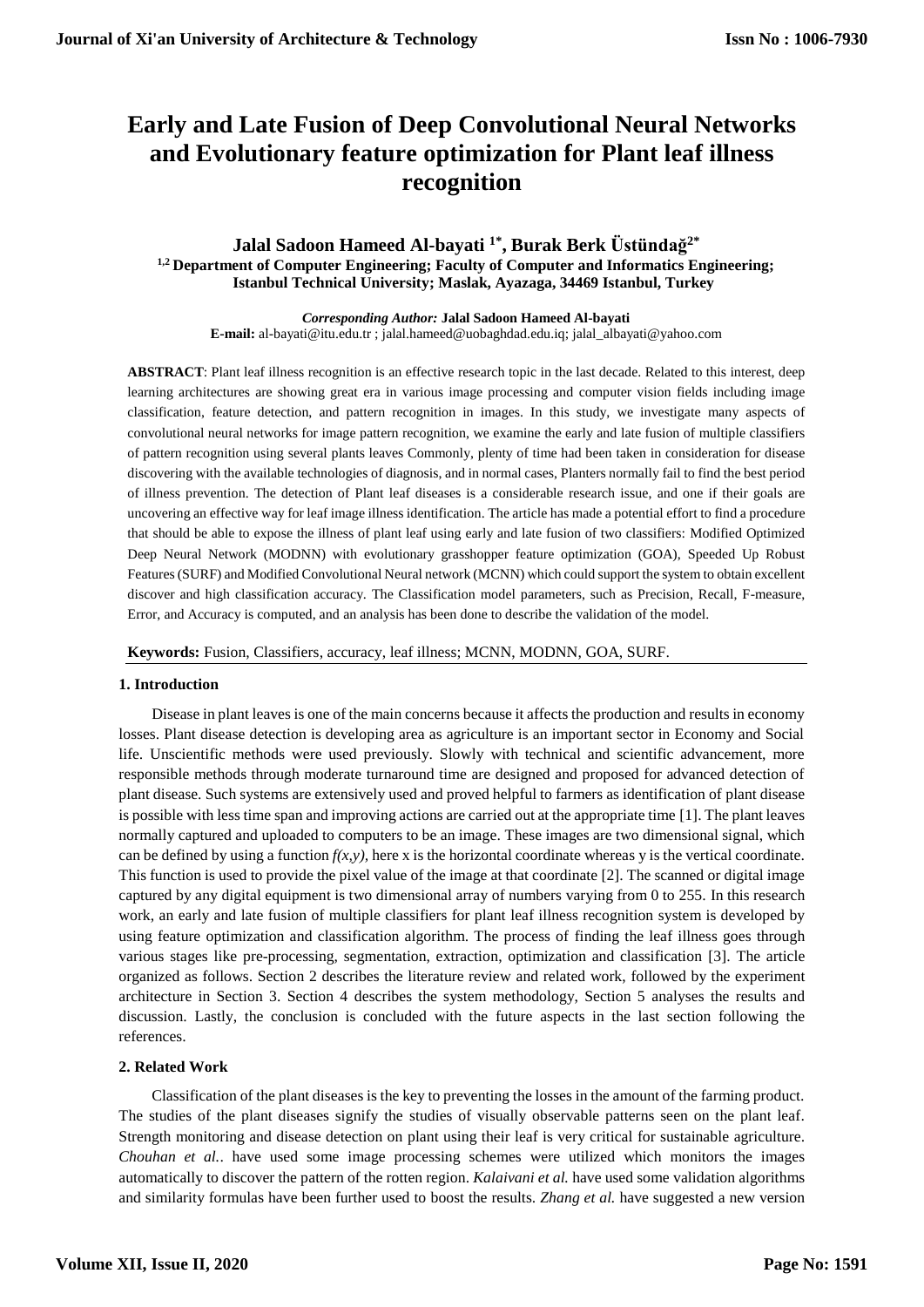# Early and Late Fusion of Deep Convolutional Neural Networks and Evolutionary feature optimization for Plant leaf illness recognition

**Jalal Sadoon Hameed Al-bayati [1*], Burak Berk Üstündağ[2*]**

**[1,2] Department of Computer Engineering; Faculty of Computer and Informatics Engineering; Istanbul Technical University; Maslak, Ayazaga, 34469 Istanbul, Turkey**

***Corresponding Author:*** **Jalal Sadoon Hameed Al-bayati**
**E-mail:** al-bayati@itu.edu.tr ; jalal.hameed@uobaghdad.edu.iq; jalal_albayati@yahoo.com

**ABSTRACT**: Plant leaf illness recognition is an effective research topic in the last decade. Related to this interest, deep learning architectures are showing great era in various image processing and computer vision fields including image classification, feature detection, and pattern recognition in images. In this study, we investigate many aspects of convolutional neural networks for image pattern recognition, we examine the early and late fusion of multiple classifiers of pattern recognition using several plants leaves Commonly, plenty of time had been taken in consideration for disease discovering with the available technologies of diagnosis, and in normal cases, Planters normally fail to find the best period of illness prevention. The detection of Plant leaf diseases is a considerable research issue, and one if their goals are uncovering an effective way for leaf image illness identification. The article has made a potential effort to find a procedure that should be able to expose the illness of plant leaf using early and late fusion of two classifiers: Modified Optimized Deep Neural Network (MODNN) with evolutionary grasshopper feature optimization (GOA), Speeded Up Robust Features (SURF) and Modified Convolutional Neural network (MCNN) which could support the system to obtain excellent discover and high classification accuracy. The Classification model parameters, such as Precision, Recall, F-measure, Error, and Accuracy is computed, and an analysis has been done to describe the validation of the model.

**Keywords:** Fusion, Classifiers, accuracy, leaf illness; MCNN, MODNN, GOA, SURF.

## 1. Introduction

Disease in plant leaves is one of the main concerns because it affects the production and results in economy losses. Plant disease detection is developing area as agriculture is an important sector in Economy and Social life. Unscientific methods were used previously. Slowly with technical and scientific advancement, more responsible methods through moderate turnaround time are designed and proposed for advanced detection of plant disease. Such systems are extensively used and proved helpful to farmers as identification of plant disease is possible with less time span and improving actions are carried out at the appropriate time [1]. The plant leaves normally captured and uploaded to computers to be an image. These images are two dimensional signal, which can be defined by using a function $f(x,y)$, here x is the horizontal coordinate whereas y is the vertical coordinate. This function is used to provide the pixel value of the image at that coordinate [2]. The scanned or digital image captured by any digital equipment is two dimensional array of numbers varying from 0 to 255. In this research work, an early and late fusion of multiple classifiers for plant leaf illness recognition system is developed by using feature optimization and classification algorithm. The process of finding the leaf illness goes through various stages like pre-processing, segmentation, extraction, optimization and classification [3]. The article organized as follows. Section 2 describes the literature review and related work, followed by the experiment architecture in Section 3. Section 4 describes the system methodology, Section 5 analyses the results and discussion. Lastly, the conclusion is concluded with the future aspects in the last section following the references.

## 2. Related Work

Classification of the plant diseases is the key to preventing the losses in the amount of the farming product. The studies of the plant diseases signify the studies of visually observable patterns seen on the plant leaf. Strength monitoring and disease detection on plant using their leaf is very critical for sustainable agriculture. *Chouhan et al.*. have used some image processing schemes were utilized which monitors the images automatically to discover the pattern of the rotten region. *Kalaivani et al.* have used some validation algorithms and similarity formulas have been further used to boost the results. *Zhang et al.* have suggested a new version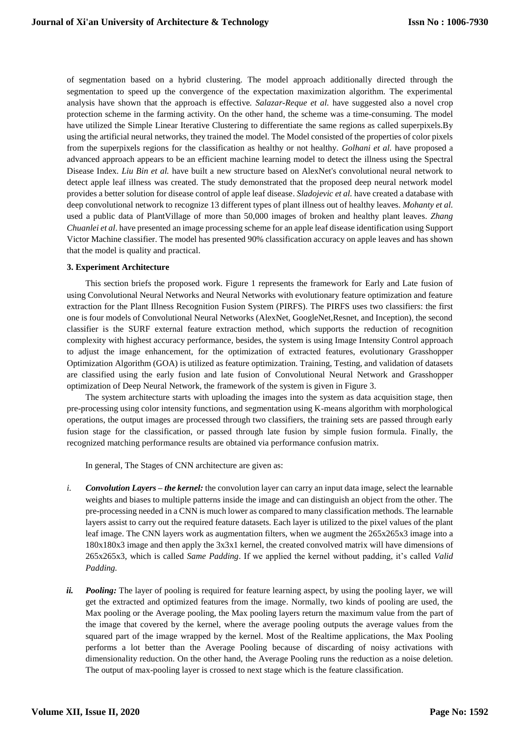of segmentation based on a hybrid clustering. The model approach additionally directed through the segmentation to speed up the convergence of the expectation maximization algorithm. The experimental analysis have shown that the approach is effective. *Salazar-Reque et al.* have suggested also a novel crop protection scheme in the farming activity. On the other hand, the scheme was a time-consuming. The model have utilized the Simple Linear Iterative Clustering to differentiate the same regions as called superpixels.By using the artificial neural networks, they trained the model. The Model consisted of the properties of color pixels from the superpixels regions for the classification as healthy or not healthy. *Golhani et al.* have proposed a advanced approach appears to be an efficient machine learning model to detect the illness using the Spectral Disease Index. *Liu Bin et al.* have built a new structure based on AlexNet's convolutional neural network to detect apple leaf illness was created. The study demonstrated that the proposed deep neural network model provides a better solution for disease control of apple leaf disease. *Sladojevic et al.* have created a database with deep convolutional network to recognize 13 different types of plant illness out of healthy leaves. *Mohanty et al.* used a public data of PlantVillage of more than 50,000 images of broken and healthy plant leaves. *Zhang Chuanlei et al*. have presented an image processing scheme for an apple leaf disease identification using Support Victor Machine classifier. The model has presented 90% classification accuracy on apple leaves and has shown that the model is quality and practical.

### 3. Experiment Architecture

This section briefs the proposed work. Figure 1 represents the framework for Early and Late fusion of using Convolutional Neural Networks and Neural Networks with evolutionary feature optimization and feature extraction for the Plant Illness Recognition Fusion System (PIRFS). The PIRFS uses two classifiers: the first one is four models of Convolutional Neural Networks (AlexNet, GoogleNet,Resnet, and Inception), the second classifier is the SURF external feature extraction method, which supports the reduction of recognition complexity with highest accuracy performance, besides, the system is using Image Intensity Control approach to adjust the image enhancement, for the optimization of extracted features, evolutionary Grasshopper Optimization Algorithm (GOA) is utilized as feature optimization. Training, Testing, and validation of datasets are classified using the early fusion and late fusion of Convolutional Neural Network and Grasshopper optimization of Deep Neural Network, the framework of the system is given in Figure 3.

The system architecture starts with uploading the images into the system as data acquisition stage, then pre-processing using color intensity functions, and segmentation using K-means algorithm with morphological operations, the output images are processed through two classifiers, the training sets are passed through early fusion stage for the classification, or passed through late fusion by simple fusion formula. Finally, the recognized matching performance results are obtained via performance confusion matrix.

In general, The Stages of CNN architecture are given as:

*i.* ***Convolution Layers – the kernel:*** the convolution layer can carry an input data image, select the learnable weights and biases to multiple patterns inside the image and can distinguish an object from the other. The pre-processing needed in a CNN is much lower as compared to many classification methods. The learnable layers assist to carry out the required feature datasets. Each layer is utilized to the pixel values of the plant leaf image. The CNN layers work as augmentation filters, when we augment the 265x265x3 image into a 180x180x3 image and then apply the 3x3x1 kernel, the created convolved matrix will have dimensions of 265x265x3, which is called *Same Padding*. If we applied the kernel without padding, it's called *Valid Padding.*

***ii.*** ***Pooling:*** The layer of pooling is required for feature learning aspect, by using the pooling layer, we will get the extracted and optimized features from the image. Normally, two kinds of pooling are used, the Max pooling or the Average pooling, the Max pooling layers return the maximum value from the part of the image that covered by the kernel, where the average pooling outputs the average values from the squared part of the image wrapped by the kernel. Most of the Realtime applications, the Max Pooling performs a lot better than the Average Pooling because of discarding of noisy activations with dimensionality reduction. On the other hand, the Average Pooling runs the reduction as a noise deletion. The output of max-pooling layer is crossed to next stage which is the feature classification.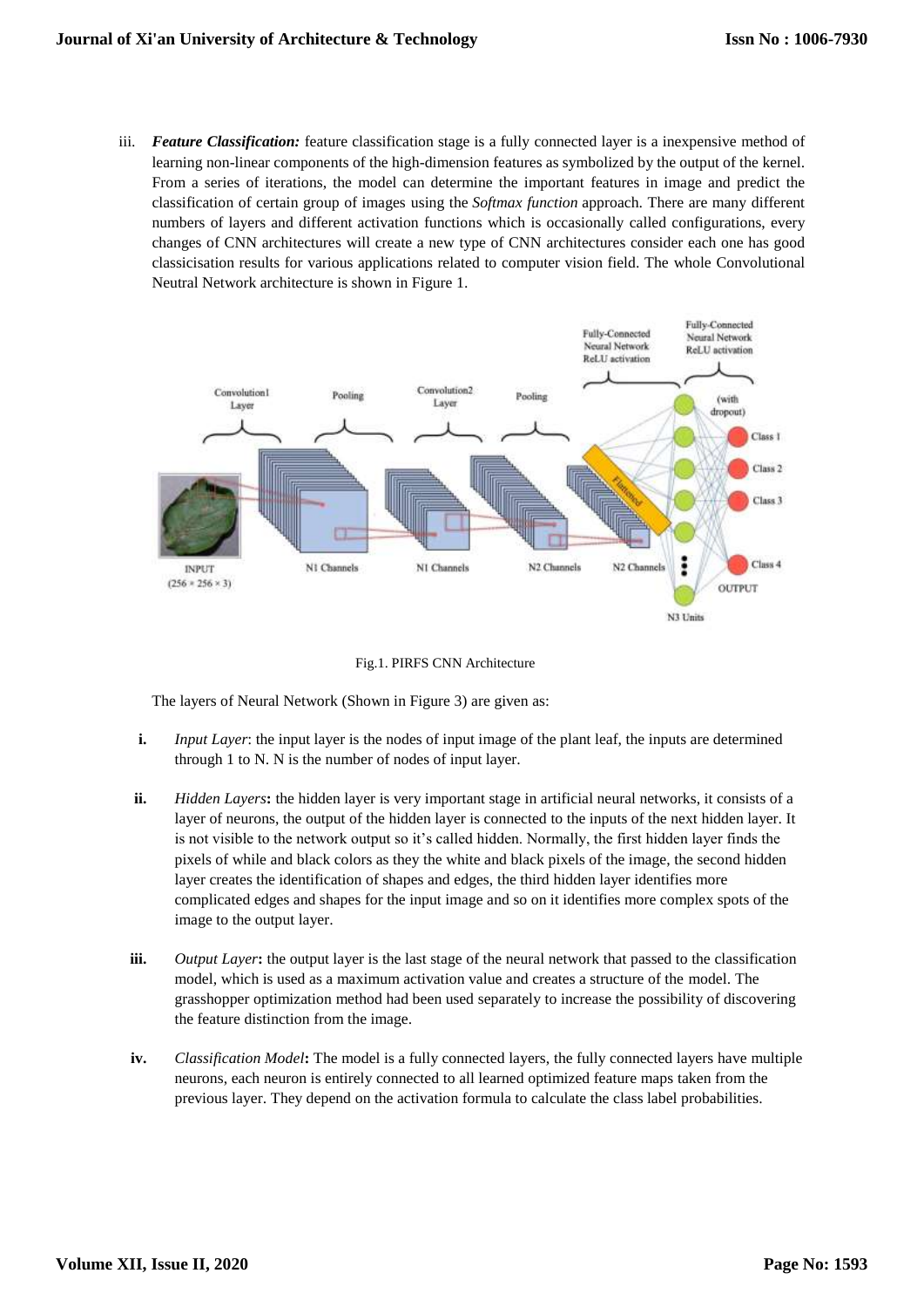iii. ***Feature Classification:*** feature classification stage is a fully connected layer is a inexpensive method of learning non-linear components of the high-dimension features as symbolized by the output of the kernel. From a series of iterations, the model can determine the important features in image and predict the classification of certain group of images using the *Softmax function* approach. There are many different numbers of layers and different activation functions which is occasionally called configurations, every changes of CNN architectures will create a new type of CNN architectures consider each one has good classicisation results for various applications related to computer vision field. The whole Convolutional Neutral Network architecture is shown in Figure 1.

Fig.1. PIRFS CNN Architecture

The layers of Neural Network (Shown in Figure 3) are given as:

**i.** *Input Layer*: the input layer is the nodes of input image of the plant leaf, the inputs are determined through 1 to N. N is the number of nodes of input layer.

**ii.** *Hidden Layers***:** the hidden layer is very important stage in artificial neural networks, it consists of a layer of neurons, the output of the hidden layer is connected to the inputs of the next hidden layer. It is not visible to the network output so it's called hidden. Normally, the first hidden layer finds the pixels of while and black colors as they the white and black pixels of the image, the second hidden layer creates the identification of shapes and edges, the third hidden layer identifies more complicated edges and shapes for the input image and so on it identifies more complex spots of the image to the output layer.

**iii.** *Output Layer***:** the output layer is the last stage of the neural network that passed to the classification model, which is used as a maximum activation value and creates a structure of the model. The grasshopper optimization method had been used separately to increase the possibility of discovering the feature distinction from the image.

**iv.** *Classification Model***:** The model is a fully connected layers, the fully connected layers have multiple neurons, each neuron is entirely connected to all learned optimized feature maps taken from the previous layer. They depend on the activation formula to calculate the class label probabilities.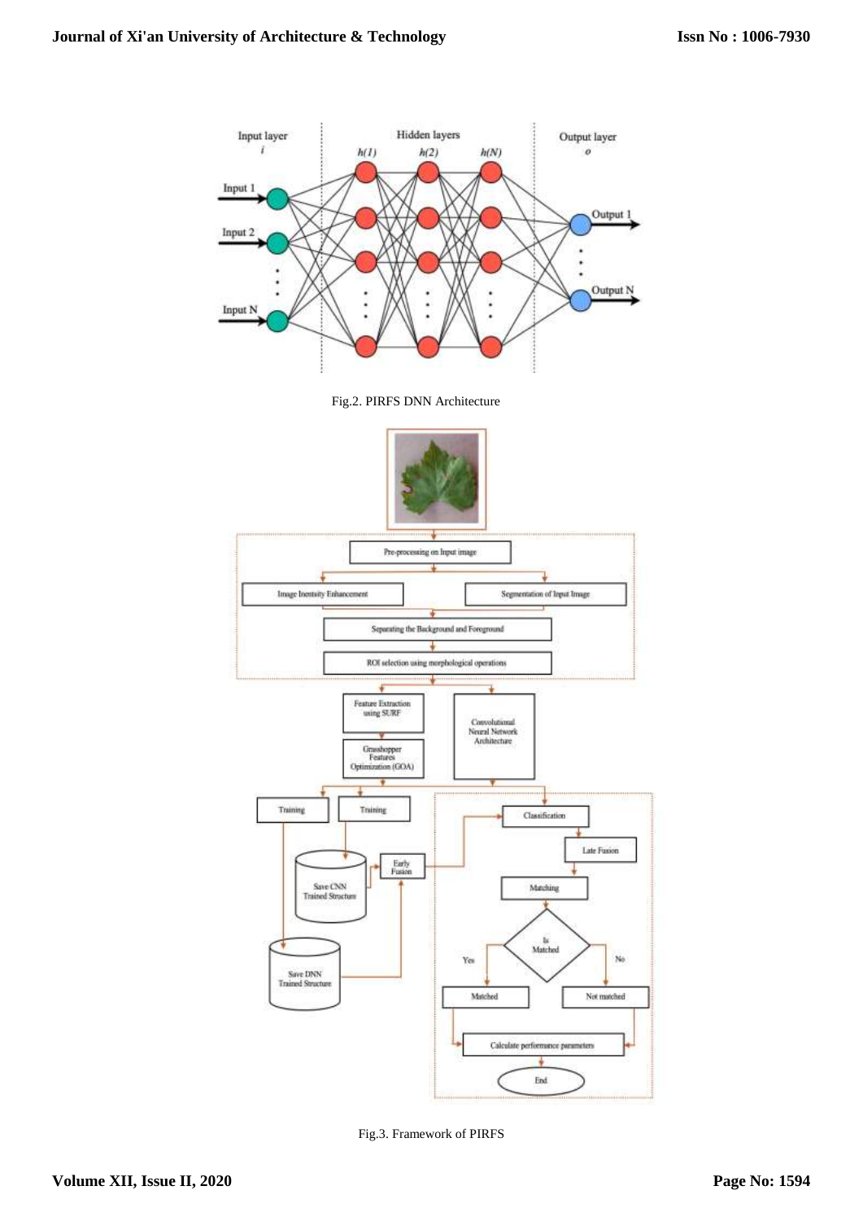Fig.2. PIRFS DNN Architecture

Fig.3. Framework of PIRFS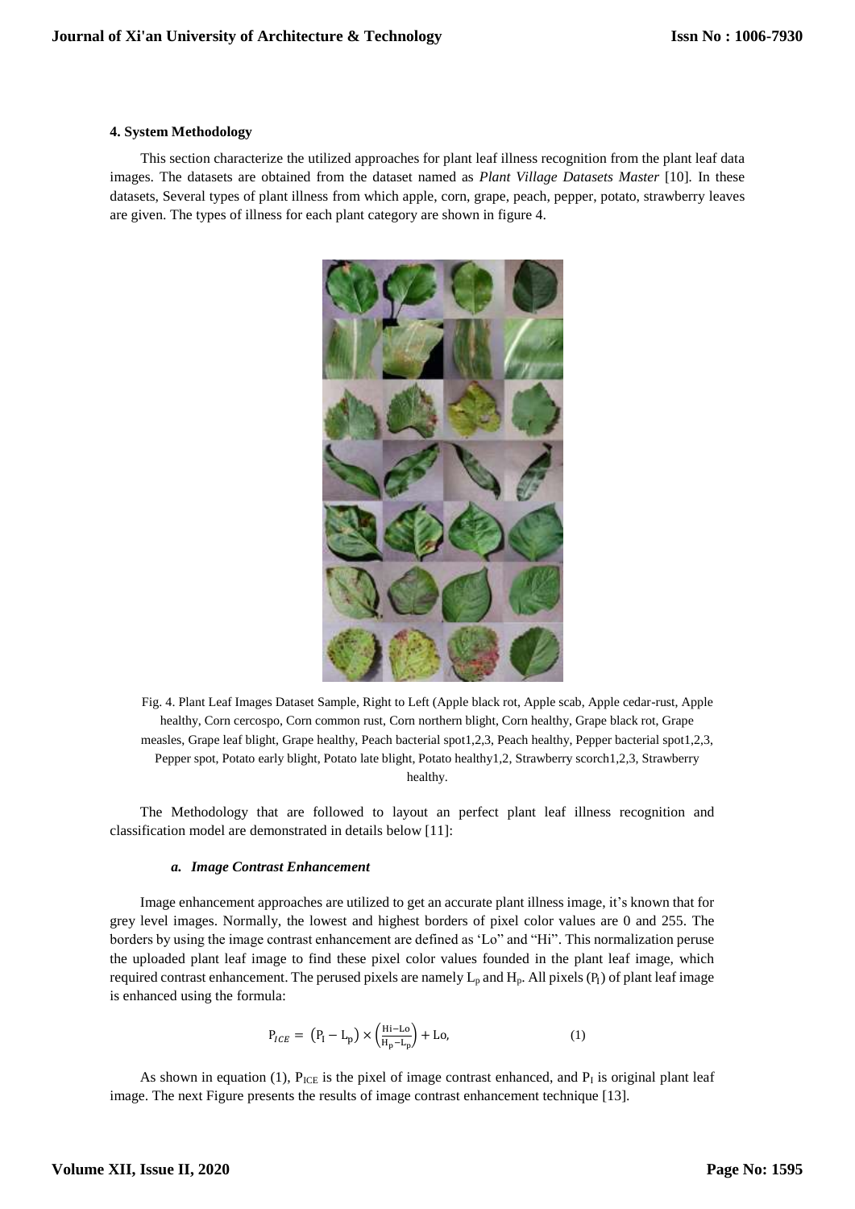#### 4. System Methodology

This section characterize the utilized approaches for plant leaf illness recognition from the plant leaf data images. The datasets are obtained from the dataset named as *Plant Village Datasets Master* [10]. In these datasets, Several types of plant illness from which apple, corn, grape, peach, pepper, potato, strawberry leaves are given. The types of illness for each plant category are shown in figure 4.

Fig. 4. Plant Leaf Images Dataset Sample, Right to Left (Apple black rot, Apple scab, Apple cedar-rust, Apple healthy, Corn cercospo, Corn common rust, Corn northern blight, Corn healthy, Grape black rot, Grape measles, Grape leaf blight, Grape healthy, Peach bacterial spot1,2,3, Peach healthy, Pepper bacterial spot1,2,3, Pepper spot, Potato early blight, Potato late blight, Potato healthy1,2, Strawberry scorch1,2,3, Strawberry healthy.

The Methodology that are followed to layout an perfect plant leaf illness recognition and classification model are demonstrated in details below [11]:

##### *a. Image Contrast Enhancement*

Image enhancement approaches are utilized to get an accurate plant illness image, it's known that for grey level images. Normally, the lowest and highest borders of pixel color values are 0 and 255. The borders by using the image contrast enhancement are defined as 'Lo" and "Hi". This normalization peruse the uploaded plant leaf image to find these pixel color values founded in the plant leaf image, which required contrast enhancement. The perused pixels are namely $L_p$ and $H_p$. All pixels ($P_l$) of plant leaf image is enhanced using the formula:

$$P_{ICE} = \left(P_l - L_p\right) \times \left(\frac{\text{Hi}-\text{Lo}}{H_p - L_p}\right) + \text{Lo}, \qquad (1)$$

As shown in equation (1), $P_{ICE}$ is the pixel of image contrast enhanced, and $P_l$ is original plant leaf image. The next Figure presents the results of image contrast enhancement technique [13].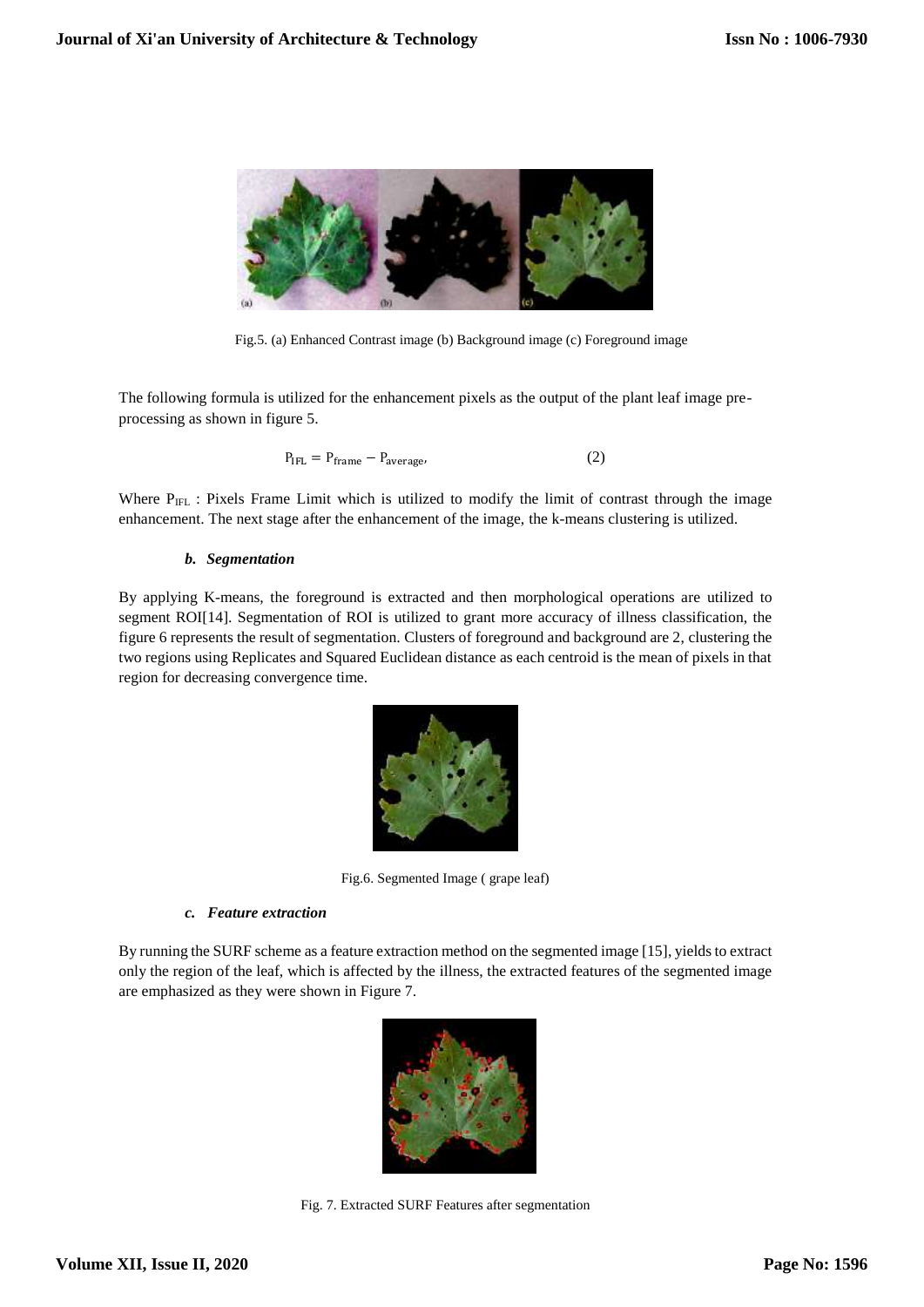Fig.5. (a) Enhanced Contrast image (b) Background image (c) Foreground image

The following formula is utilized for the enhancement pixels as the output of the plant leaf image pre-processing as shown in figure 5.

$$P_{IFL} = P_{frame} - P_{average}, \qquad (2)$$

Where $P_{IFL}$ : Pixels Frame Limit which is utilized to modify the limit of contrast through the image enhancement. The next stage after the enhancement of the image, the k-means clustering is utilized.

### *b. Segmentation*

By applying K-means, the foreground is extracted and then morphological operations are utilized to segment ROI[14]. Segmentation of ROI is utilized to grant more accuracy of illness classification, the figure 6 represents the result of segmentation. Clusters of foreground and background are 2, clustering the two regions using Replicates and Squared Euclidean distance as each centroid is the mean of pixels in that region for decreasing convergence time.

Fig.6. Segmented Image ( grape leaf)

### *c. Feature extraction*

By running the SURF scheme as a feature extraction method on the segmented image [15], yields to extract only the region of the leaf, which is affected by the illness, the extracted features of the segmented image are emphasized as they were shown in Figure 7.

Fig. 7. Extracted SURF Features after segmentation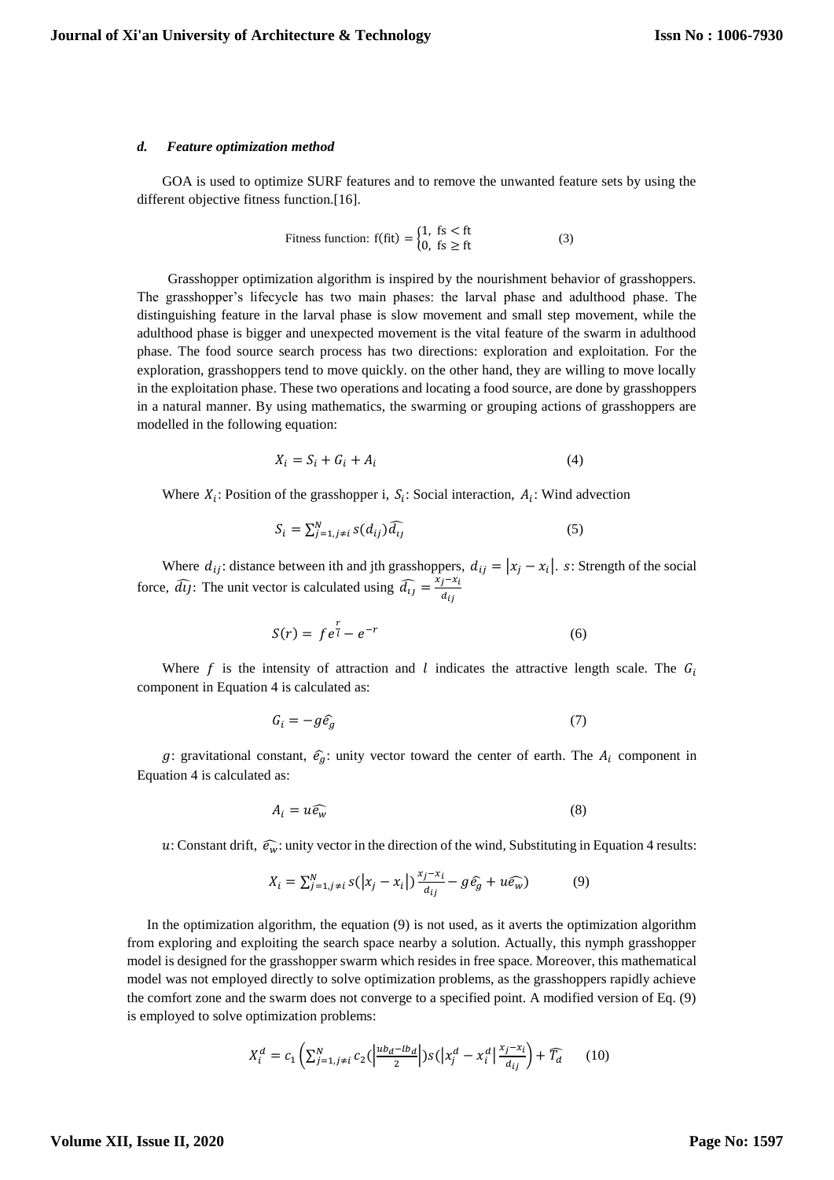### d. *Feature optimization method*

GOA is used to optimize SURF features and to remove the unwanted feature sets by using the different objective fitness function.[16].

$$\text{Fitness function: } f(\text{fit}) = \begin{cases} 1, & \text{fs} < \text{ft} \\ 0, & \text{fs} \geq \text{ft} \end{cases} \tag{3}$$

Grasshopper optimization algorithm is inspired by the nourishment behavior of grasshoppers. The grasshopper's lifecycle has two main phases: the larval phase and adulthood phase. The distinguishing feature in the larval phase is slow movement and small step movement, while the adulthood phase is bigger and unexpected movement is the vital feature of the swarm in adulthood phase. The food source search process has two directions: exploration and exploitation. For the exploration, grasshoppers tend to move quickly. on the other hand, they are willing to move locally in the exploitation phase. These two operations and locating a food source, are done by grasshoppers in a natural manner. By using mathematics, the swarming or grouping actions of grasshoppers are modelled in the following equation:

$$X_i = S_i + G_i + A_i \tag{4}$$

Where $X_i$: Position of the grasshopper i, $S_i$: Social interaction, $A_i$: Wind advection

$$S_i = \sum_{j=1, j\neq i}^{N} s(d_{ij})\widehat{d_{ij}} \tag{5}$$

Where $d_{ij}$: distance between ith and jth grasshoppers, $d_{ij} = |x_j - x_i|$. $s$: Strength of the social force, $\widehat{d_{ij}}$: The unit vector is calculated using $\widehat{d_{ij}} = \frac{x_j - x_i}{d_{ij}}$

$$S(r) = f e^{\frac{r}{l}} - e^{-r} \tag{6}$$

Where $f$ is the intensity of attraction and $l$ indicates the attractive length scale. The $G_i$ component in Equation 4 is calculated as:

$$G_i = -g\widehat{e_g} \tag{7}$$

$g$: gravitational constant, $\widehat{e_g}$: unity vector toward the center of earth. The $A_i$ component in Equation 4 is calculated as:

$$A_i = u\widehat{e_w} \tag{8}$$

$u$: Constant drift, $\widehat{e_w}$: unity vector in the direction of the wind, Substituting in Equation 4 results:

$$X_i = \sum_{j=1, j\neq i}^{N} s(|x_j - x_i|)\frac{x_j - x_i}{d_{ij}} - g\widehat{e_g} + u\widehat{e_w}) \tag{9}$$

In the optimization algorithm, the equation (9) is not used, as it averts the optimization algorithm from exploring and exploiting the search space nearby a solution. Actually, this nymph grasshopper model is designed for the grasshopper swarm which resides in free space. Moreover, this mathematical model was not employed directly to solve optimization problems, as the grasshoppers rapidly achieve the comfort zone and the swarm does not converge to a specified point. A modified version of Eq. (9) is employed to solve optimization problems:

$$X_i^d = c_1\left(\sum_{j=1, j\neq i}^{N} c_2\left(\left|\frac{ub_d - lb_d}{2}\right|\right)s\left(\left|x_j^d - x_i^d\right|\frac{x_j - x_i}{d_{ij}}\right) + \widehat{T_d} \tag{10}$$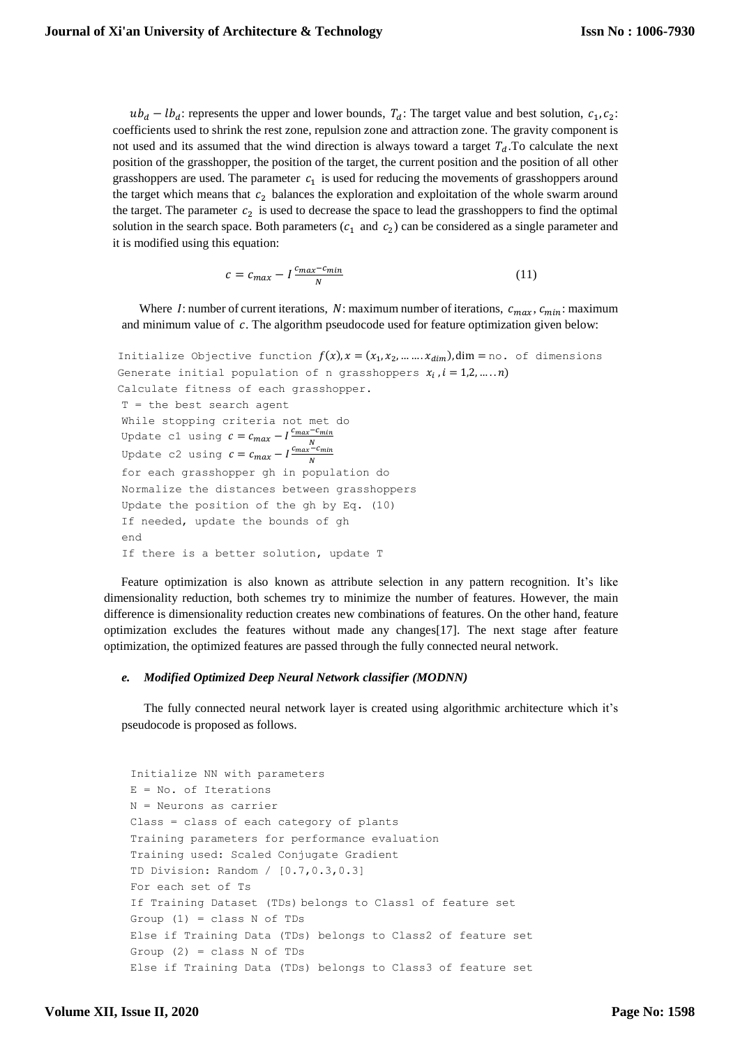$ub_d - lb_d$: represents the upper and lower bounds, $T_d$: The target value and best solution, $c_1, c_2$: coefficients used to shrink the rest zone, repulsion zone and attraction zone. The gravity component is not used and its assumed that the wind direction is always toward a target $T_d$.To calculate the next position of the grasshopper, the position of the target, the current position and the position of all other grasshoppers are used. The parameter $c_1$ is used for reducing the movements of grasshoppers around the target which means that $c_2$ balances the exploration and exploitation of the whole swarm around the target. The parameter $c_2$ is used to decrease the space to lead the grasshoppers to find the optimal solution in the search space. Both parameters ($c_1$ and $c_2$) can be considered as a single parameter and it is modified using this equation:

$$c = c_{max} - I\frac{c_{max} - c_{min}}{N} \tag{11}$$

Where $I$: number of current iterations, $N$: maximum number of iterations, $c_{max}$, $c_{min}$: maximum and minimum value of $c$. The algorithm pseudocode used for feature optimization given below:

```
Initialize Objective function f(x), x = (x_1, x_2, ......x_dim), dim = no. of dimensions
Generate initial population of n grasshoppers x_i, i = 1,2, .....n)
Calculate fitness of each grasshopper.
T = the best search agent
While stopping criteria not met do
Update c1 using c = c_max - I (c_max - c_min)/N
Update c2 using c = c_max - I (c_max - c_min)/N
for each grasshopper gh in population do
Normalize the distances between grasshoppers
Update the position of the gh by Eq. (10)
If needed, update the bounds of gh
end
If there is a better solution, update T
```

Feature optimization is also known as attribute selection in any pattern recognition. It's like dimensionality reduction, both schemes try to minimize the number of features. However, the main difference is dimensionality reduction creates new combinations of features. On the other hand, feature optimization excludes the features without made any changes[17]. The next stage after feature optimization, the optimized features are passed through the fully connected neural network.

### *e. Modified Optimized Deep Neural Network classifier (MODNN)*

The fully connected neural network layer is created using algorithmic architecture which it's pseudocode is proposed as follows.

```
Initialize NN with parameters
E = No. of Iterations
N = Neurons as carrier
Class = class of each category of plants
Training parameters for performance evaluation
Training used: Scaled Conjugate Gradient
TD Division: Random / [0.7,0.3,0.3]
For each set of Ts
If Training Dataset (TDs) belongs to Class1 of feature set
Group (1) = class N of TDs
Else if Training Data (TDs) belongs to Class2 of feature set
Group (2) = class N of TDs
Else if Training Data (TDs) belongs to Class3 of feature set
```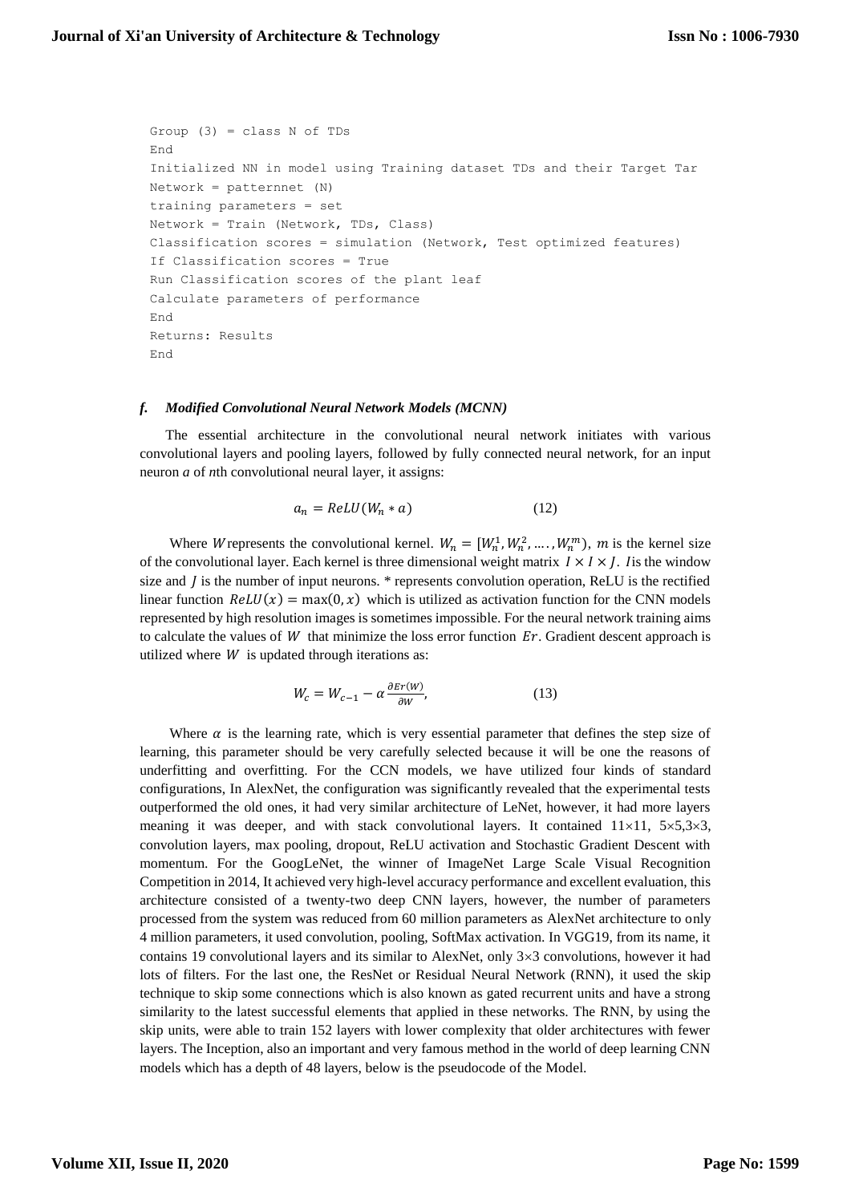```
Group (3) = class N of TDs
End
Initialized NN in model using Training dataset TDs and their Target Tar
Network = patternnet (N)
training parameters = set
Network = Train (Network, TDs, Class)
Classification scores = simulation (Network, Test optimized features)
If Classification scores = True
Run Classification scores of the plant leaf
Calculate parameters of performance
End
Returns: Results
End
```

### *f. Modified Convolutional Neural Network Models (MCNN)*

The essential architecture in the convolutional neural network initiates with various convolutional layers and pooling layers, followed by fully connected neural network, for an input neuron *a* of *n*th convolutional neural layer, it assigns:

$$a_n = ReLU(W_n * a) \qquad (12)$$

Where $W$ represents the convolutional kernel. $W_n = [W_n^1, W_n^2, \ldots, W_n^m)$, $m$ is the kernel size of the convolutional layer. Each kernel is three dimensional weight matrix $I \times I \times J$. $I$ is the window size and $J$ is the number of input neurons. * represents convolution operation, ReLU is the rectified linear function $ReLU(x) = \max(0, x)$ which is utilized as activation function for the CNN models represented by high resolution images is sometimes impossible. For the neural network training aims to calculate the values of $W$ that minimize the loss error function $Er$. Gradient descent approach is utilized where $W$ is updated through iterations as:

$$W_c = W_{c-1} - \alpha \frac{\partial Er(W)}{\partial W}, \qquad (13)$$

Where $\alpha$ is the learning rate, which is very essential parameter that defines the step size of learning, this parameter should be very carefully selected because it will be one the reasons of underfitting and overfitting. For the CCN models, we have utilized four kinds of standard configurations, In AlexNet, the configuration was significantly revealed that the experimental tests outperformed the old ones, it had very similar architecture of LeNet, however, it had more layers meaning it was deeper, and with stack convolutional layers. It contained $11\times11$, $5\times5$,$3\times3$, convolution layers, max pooling, dropout, ReLU activation and Stochastic Gradient Descent with momentum. For the GoogLeNet, the winner of ImageNet Large Scale Visual Recognition Competition in 2014, It achieved very high-level accuracy performance and excellent evaluation, this architecture consisted of a twenty-two deep CNN layers, however, the number of parameters processed from the system was reduced from 60 million parameters as AlexNet architecture to only 4 million parameters, it used convolution, pooling, SoftMax activation. In VGG19, from its name, it contains 19 convolutional layers and its similar to AlexNet, only $3\times3$ convolutions, however it had lots of filters. For the last one, the ResNet or Residual Neural Network (RNN), it used the skip technique to skip some connections which is also known as gated recurrent units and have a strong similarity to the latest successful elements that applied in these networks. The RNN, by using the skip units, were able to train 152 layers with lower complexity that older architectures with fewer layers. The Inception, also an important and very famous method in the world of deep learning CNN models which has a depth of 48 layers, below is the pseudocode of the Model.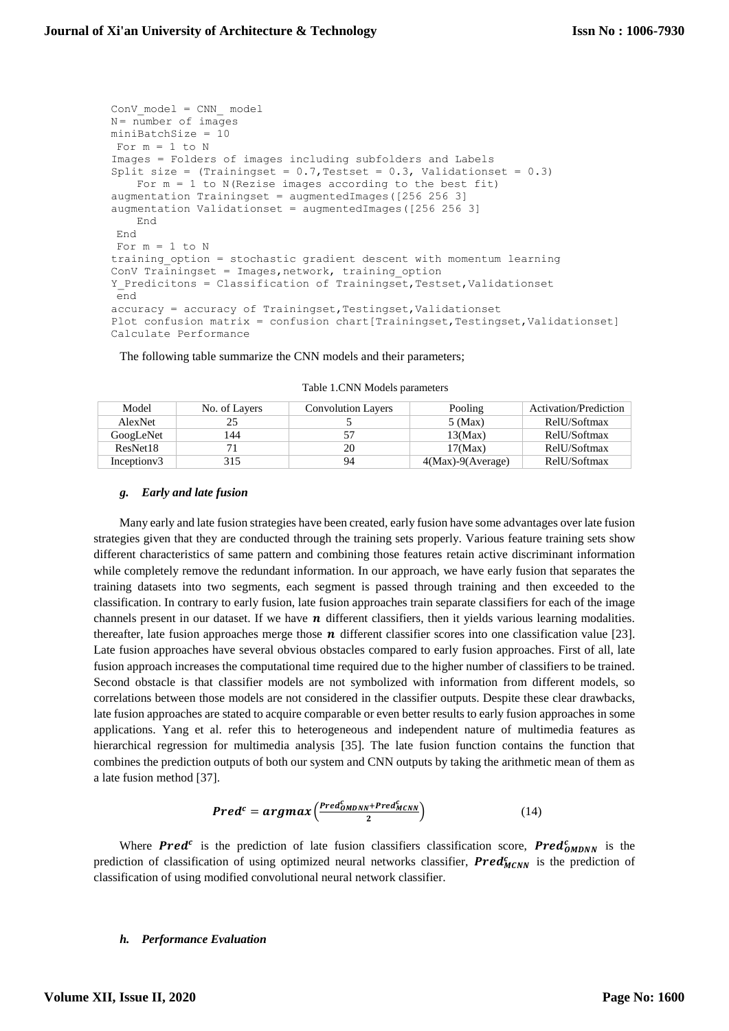```
ConV_model = CNN_ model
N= number of images
miniBatchSize = 10
 For m = 1 to N
Images = Folders of images including subfolders and Labels
Split size = (Trainingset = 0.7,Testset = 0.3, Validationset = 0.3)
    For m = 1 to N(Rezise images according to the best fit)
augmentation Trainingset = augmentedImages([256 256 3]
augmentation Validationset = augmentedImages([256 256 3]
    End
 End
 For m = 1 to N
training_option = stochastic gradient descent with momentum learning
ConV Trainingset = Images,network, training_option
Y_Predicitons = Classification of Trainingset,Testset,Validationset
 end
accuracy = accuracy of Trainingset,Testingset,Validationset
Plot confusion matrix = confusion chart[Trainingset,Testingset,Validationset]
Calculate Performance
```

The following table summarize the CNN models and their parameters;

Table 1.CNN Models parameters

| Model | No. of Layers | Convolution Layers | Pooling | Activation/Prediction |
|---|---|---|---|---|
| AlexNet | 25 | 5 | 5 (Max) | RelU/Softmax |
| GoogLeNet | 144 | 57 | 13(Max) | RelU/Softmax |
| ResNet18 | 71 | 20 | 17(Max) | RelU/Softmax |
| Inceptionv3 | 315 | 94 | 4(Max)-9(Average) | RelU/Softmax |

### *g. Early and late fusion*

Many early and late fusion strategies have been created, early fusion have some advantages over late fusion strategies given that they are conducted through the training sets properly. Various feature training sets show different characteristics of same pattern and combining those features retain active discriminant information while completely remove the redundant information. In our approach, we have early fusion that separates the training datasets into two segments, each segment is passed through training and then exceeded to the classification. In contrary to early fusion, late fusion approaches train separate classifiers for each of the image channels present in our dataset. If we have $n$ different classifiers, then it yields various learning modalities. thereafter, late fusion approaches merge those $n$ different classifier scores into one classification value [23]. Late fusion approaches have several obvious obstacles compared to early fusion approaches. First of all, late fusion approach increases the computational time required due to the higher number of classifiers to be trained. Second obstacle is that classifier models are not symbolized with information from different models, so correlations between those models are not considered in the classifier outputs. Despite these clear drawbacks, late fusion approaches are stated to acquire comparable or even better results to early fusion approaches in some applications. Yang et al. refer this to heterogeneous and independent nature of multimedia features as hierarchical regression for multimedia analysis [35]. The late fusion function contains the function that combines the prediction outputs of both our system and CNN outputs by taking the arithmetic mean of them as a late fusion method [37].

$$\boldsymbol{Pred^c} = \boldsymbol{argmax}\left(\frac{\boldsymbol{Pred^c_{OMDNN}} + \boldsymbol{Pred^c_{MCNN}}}{\boldsymbol{2}}\right) \tag{14}$$

Where $\boldsymbol{Pred^c}$ is the prediction of late fusion classifiers classification score, $\boldsymbol{Pred^c_{OMDNN}}$ is the prediction of classification of using optimized neural networks classifier, $\boldsymbol{Pred^c_{MCNN}}$ is the prediction of classification of using modified convolutional neural network classifier.

### *h. Performance Evaluation*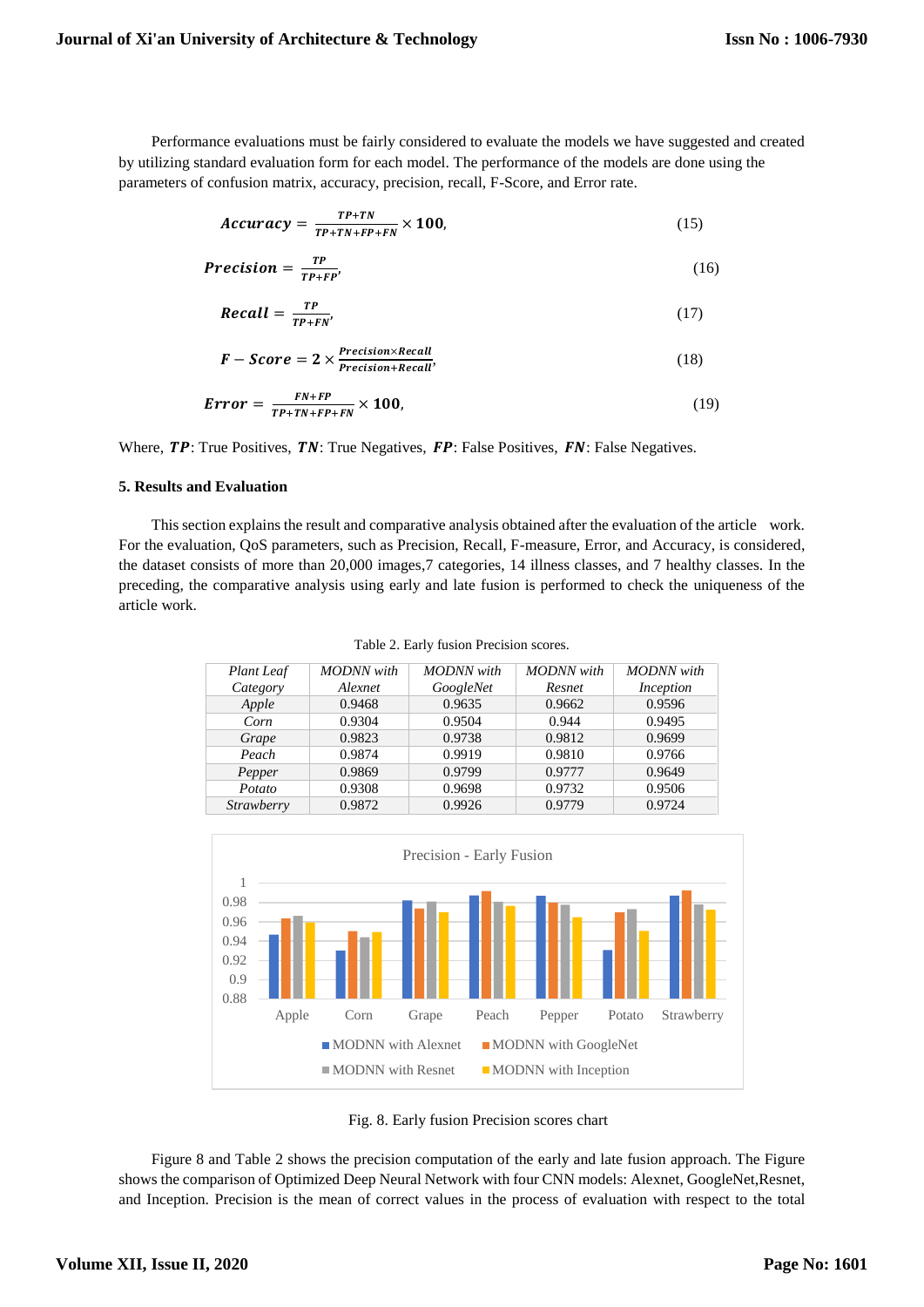Performance evaluations must be fairly considered to evaluate the models we have suggested and created by utilizing standard evaluation form for each model. The performance of the models are done using the parameters of confusion matrix, accuracy, precision, recall, F-Score, and Error rate.

$$\boldsymbol{Accuracy} = \frac{\boldsymbol{TP+TN}}{\boldsymbol{TP+TN+FP+FN}} \times \boldsymbol{100}, \tag{15}$$

$$\boldsymbol{Precision} = \frac{\boldsymbol{TP}}{\boldsymbol{TP+FP}}, \tag{16}$$

$$\boldsymbol{Recall} = \frac{\boldsymbol{TP}}{\boldsymbol{TP+FN}}, \tag{17}$$

$$\boldsymbol{F-Score} = \boldsymbol{2} \times \frac{\boldsymbol{Precision \times Recall}}{\boldsymbol{Precision+Recall}}, \tag{18}$$

$$\boldsymbol{Error} = \frac{\boldsymbol{FN+FP}}{\boldsymbol{TP+TN+FP+FN}} \times \boldsymbol{100}, \tag{19}$$

Where, $\boldsymbol{TP}$: True Positives, $\boldsymbol{TN}$: True Negatives, $\boldsymbol{FP}$: False Positives, $\boldsymbol{FN}$: False Negatives.

## 5. Results and Evaluation

This section explains the result and comparative analysis obtained after the evaluation of the article work. For the evaluation, QoS parameters, such as Precision, Recall, F-measure, Error, and Accuracy, is considered, the dataset consists of more than 20,000 images,7 categories, 14 illness classes, and 7 healthy classes. In the preceding, the comparative analysis using early and late fusion is performed to check the uniqueness of the article work.

Table 2. Early fusion Precision scores.

| *Plant Leaf Category* | *MODNN with Alexnet* | *MODNN with GoogleNet* | *MODNN with Resnet* | *MODNN with Inception* |
|---|---|---|---|---|
| *Apple* | 0.9468 | 0.9635 | 0.9662 | 0.9596 |
| *Corn* | 0.9304 | 0.9504 | 0.944 | 0.9495 |
| *Grape* | 0.9823 | 0.9738 | 0.9812 | 0.9699 |
| *Peach* | 0.9874 | 0.9919 | 0.9810 | 0.9766 |
| *Pepper* | 0.9869 | 0.9799 | 0.9777 | 0.9649 |
| *Potato* | 0.9308 | 0.9698 | 0.9732 | 0.9506 |
| *Strawberry* | 0.9872 | 0.9926 | 0.9779 | 0.9724 |

Fig. 8. Early fusion Precision scores chart

Figure 8 and Table 2 shows the precision computation of the early and late fusion approach. The Figure shows the comparison of Optimized Deep Neural Network with four CNN models: Alexnet, GoogleNet,Resnet, and Inception. Precision is the mean of correct values in the process of evaluation with respect to the total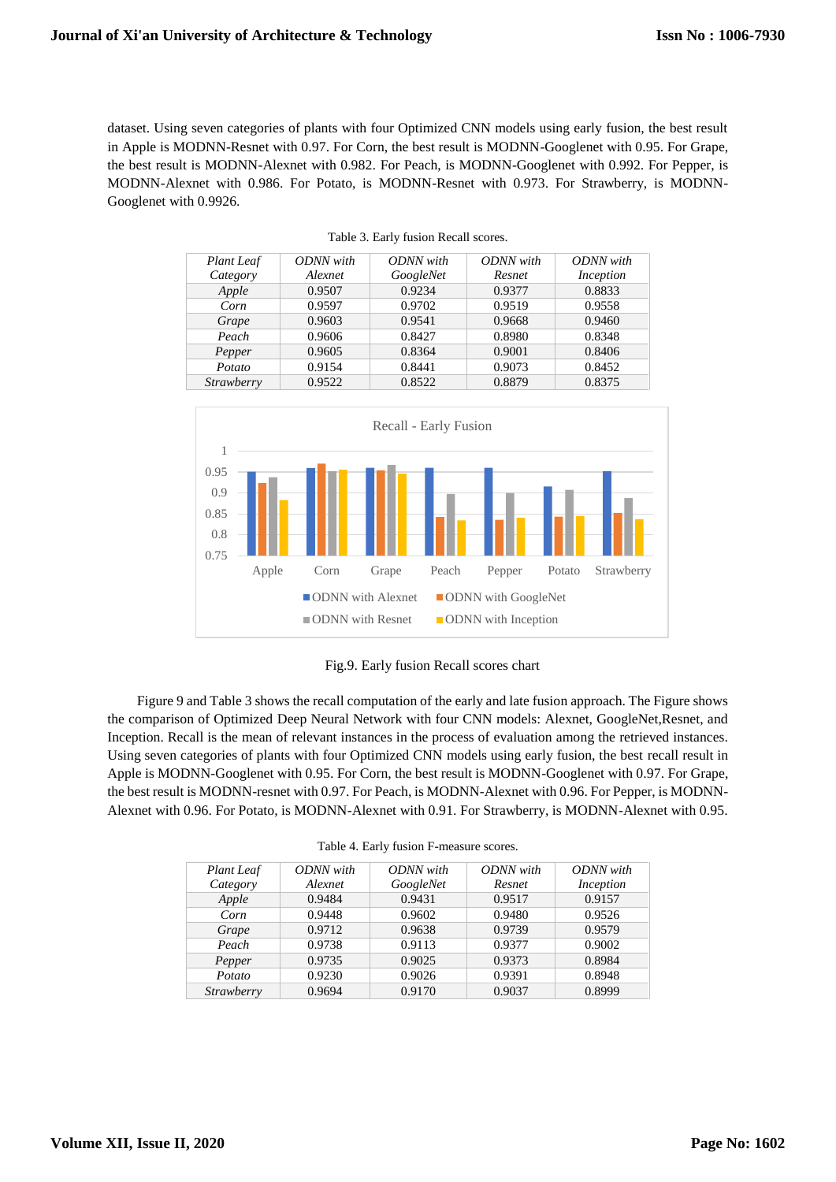dataset. Using seven categories of plants with four Optimized CNN models using early fusion, the best result in Apple is MODNN-Resnet with 0.97. For Corn, the best result is MODNN-Googlenet with 0.95. For Grape, the best result is MODNN-Alexnet with 0.982. For Peach, is MODNN-Googlenet with 0.992. For Pepper, is MODNN-Alexnet with 0.986. For Potato, is MODNN-Resnet with 0.973. For Strawberry, is MODNN-Googlenet with 0.9926.

Table 3. Early fusion Recall scores.

| *Plant Leaf Category* | *ODNN with Alexnet* | *ODNN with GoogleNet* | *ODNN with Resnet* | *ODNN with Inception* |
|---|---|---|---|---|
| *Apple* | 0.9507 | 0.9234 | 0.9377 | 0.8833 |
| *Corn* | 0.9597 | 0.9702 | 0.9519 | 0.9558 |
| *Grape* | 0.9603 | 0.9541 | 0.9668 | 0.9460 |
| *Peach* | 0.9606 | 0.8427 | 0.8980 | 0.8348 |
| *Pepper* | 0.9605 | 0.8364 | 0.9001 | 0.8406 |
| *Potato* | 0.9154 | 0.8441 | 0.9073 | 0.8452 |
| *Strawberry* | 0.9522 | 0.8522 | 0.8879 | 0.8375 |

Fig.9. Early fusion Recall scores chart

Figure 9 and Table 3 shows the recall computation of the early and late fusion approach. The Figure shows the comparison of Optimized Deep Neural Network with four CNN models: Alexnet, GoogleNet,Resnet, and Inception. Recall is the mean of relevant instances in the process of evaluation among the retrieved instances. Using seven categories of plants with four Optimized CNN models using early fusion, the best recall result in Apple is MODNN-Googlenet with 0.95. For Corn, the best result is MODNN-Googlenet with 0.97. For Grape, the best result is MODNN-resnet with 0.97. For Peach, is MODNN-Alexnet with 0.96. For Pepper, is MODNN-Alexnet with 0.96. For Potato, is MODNN-Alexnet with 0.91. For Strawberry, is MODNN-Alexnet with 0.95.

Table 4. Early fusion F-measure scores.

| *Plant Leaf Category* | *ODNN with Alexnet* | *ODNN with GoogleNet* | *ODNN with Resnet* | *ODNN with Inception* |
|---|---|---|---|---|
| *Apple* | 0.9484 | 0.9431 | 0.9517 | 0.9157 |
| *Corn* | 0.9448 | 0.9602 | 0.9480 | 0.9526 |
| *Grape* | 0.9712 | 0.9638 | 0.9739 | 0.9579 |
| *Peach* | 0.9738 | 0.9113 | 0.9377 | 0.9002 |
| *Pepper* | 0.9735 | 0.9025 | 0.9373 | 0.8984 |
| *Potato* | 0.9230 | 0.9026 | 0.9391 | 0.8948 |
| *Strawberry* | 0.9694 | 0.9170 | 0.9037 | 0.8999 |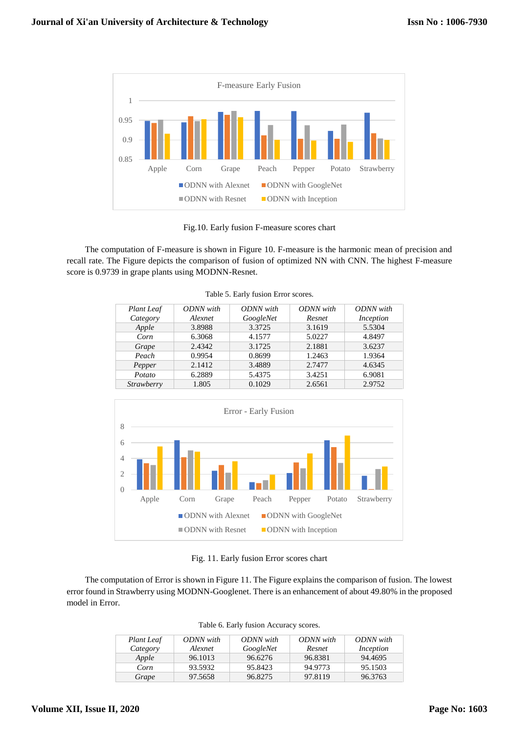Fig.10. Early fusion F-measure scores chart

The computation of F-measure is shown in Figure 10. F-measure is the harmonic mean of precision and recall rate. The Figure depicts the comparison of fusion of optimized NN with CNN. The highest F-measure score is 0.9739 in grape plants using MODNN-Resnet.

Table 5. Early fusion Error scores.

| *Plant Leaf Category* | *ODNN with Alexnet* | *ODNN with GoogleNet* | *ODNN with Resnet* | *ODNN with Inception* |
|---|---|---|---|---|
| *Apple* | 3.8988 | 3.3725 | 3.1619 | 5.5304 |
| *Corn* | 6.3068 | 4.1577 | 5.0227 | 4.8497 |
| *Grape* | 2.4342 | 3.1725 | 2.1881 | 3.6237 |
| *Peach* | 0.9954 | 0.8699 | 1.2463 | 1.9364 |
| *Pepper* | 2.1412 | 3.4889 | 2.7477 | 4.6345 |
| *Potato* | 6.2889 | 5.4375 | 3.4251 | 6.9081 |
| *Strawberry* | 1.805 | 0.1029 | 2.6561 | 2.9752 |

Fig. 11. Early fusion Error scores chart

The computation of Error is shown in Figure 11. The Figure explains the comparison of fusion. The lowest error found in Strawberry using MODNN-Googlenet. There is an enhancement of about 49.80% in the proposed model in Error.

Table 6. Early fusion Accuracy scores.

| *Plant Leaf Category* | *ODNN with Alexnet* | *ODNN with GoogleNet* | *ODNN with Resnet* | *ODNN with Inception* |
|---|---|---|---|---|
| *Apple* | 96.1013 | 96.6276 | 96.8381 | 94.4695 |
| *Corn* | 93.5932 | 95.8423 | 94.9773 | 95.1503 |
| *Grape* | 97.5658 | 96.8275 | 97.8119 | 96.3763 |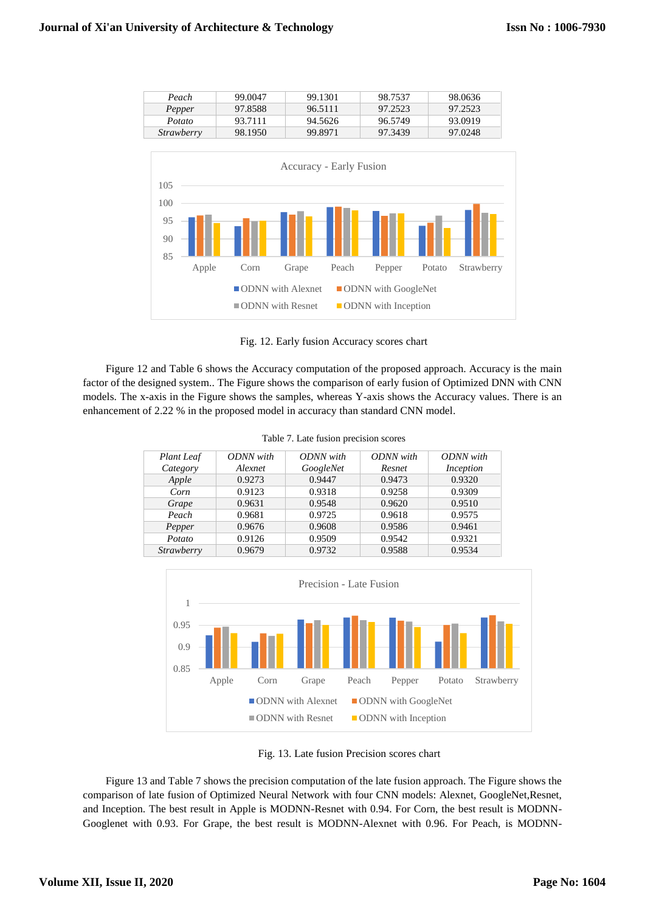| Peach | 99.0047 | 99.1301 | 98.7537 | 98.0636 |
|---|---|---|---|---|
| Pepper | 97.8588 | 96.5111 | 97.2523 | 97.2523 |
| Potato | 93.7111 | 94.5626 | 96.5749 | 93.0919 |
| Strawberry | 98.1950 | 99.8971 | 97.3439 | 97.0248 |

Fig. 12. Early fusion Accuracy scores chart

Figure 12 and Table 6 shows the Accuracy computation of the proposed approach. Accuracy is the main factor of the designed system.. The Figure shows the comparison of early fusion of Optimized DNN with CNN models. The x-axis in the Figure shows the samples, whereas Y-axis shows the Accuracy values. There is an enhancement of 2.22 % in the proposed model in accuracy than standard CNN model.

Table 7. Late fusion precision scores

| *Plant Leaf Category* | *ODNN with Alexnet* | *ODNN with GoogleNet* | *ODNN with Resnet* | *ODNN with Inception* |
|---|---|---|---|---|
| *Apple* | 0.9273 | 0.9447 | 0.9473 | 0.9320 |
| *Corn* | 0.9123 | 0.9318 | 0.9258 | 0.9309 |
| *Grape* | 0.9631 | 0.9548 | 0.9620 | 0.9510 |
| *Peach* | 0.9681 | 0.9725 | 0.9618 | 0.9575 |
| *Pepper* | 0.9676 | 0.9608 | 0.9586 | 0.9461 |
| *Potato* | 0.9126 | 0.9509 | 0.9542 | 0.9321 |
| *Strawberry* | 0.9679 | 0.9732 | 0.9588 | 0.9534 |

Fig. 13. Late fusion Precision scores chart

Figure 13 and Table 7 shows the precision computation of the late fusion approach. The Figure shows the comparison of late fusion of Optimized Neural Network with four CNN models: Alexnet, GoogleNet,Resnet, and Inception. The best result in Apple is MODNN-Resnet with 0.94. For Corn, the best result is MODNN-Googlenet with 0.93. For Grape, the best result is MODNN-Alexnet with 0.96. For Peach, is MODNN-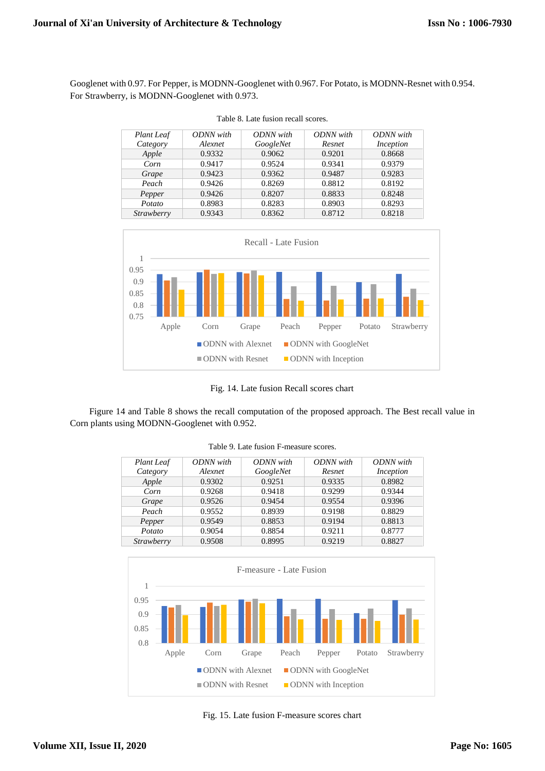Googlenet with 0.97. For Pepper, is MODNN-Googlenet with 0.967. For Potato, is MODNN-Resnet with 0.954. For Strawberry, is MODNN-Googlenet with 0.973.

Table 8. Late fusion recall scores.

| *Plant Leaf Category* | *ODNN with Alexnet* | *ODNN with GoogleNet* | *ODNN with Resnet* | *ODNN with Inception* |
|---|---|---|---|---|
| *Apple* | 0.9332 | 0.9062 | 0.9201 | 0.8668 |
| *Corn* | 0.9417 | 0.9524 | 0.9341 | 0.9379 |
| *Grape* | 0.9423 | 0.9362 | 0.9487 | 0.9283 |
| *Peach* | 0.9426 | 0.8269 | 0.8812 | 0.8192 |
| *Pepper* | 0.9426 | 0.8207 | 0.8833 | 0.8248 |
| *Potato* | 0.8983 | 0.8283 | 0.8903 | 0.8293 |
| *Strawberry* | 0.9343 | 0.8362 | 0.8712 | 0.8218 |

Fig. 14. Late fusion Recall scores chart

Figure 14 and Table 8 shows the recall computation of the proposed approach. The Best recall value in Corn plants using MODNN-Googlenet with 0.952.

Table 9. Late fusion F-measure scores.

| *Plant Leaf Category* | *ODNN with Alexnet* | *ODNN with GoogleNet* | *ODNN with Resnet* | *ODNN with Inception* |
|---|---|---|---|---|
| *Apple* | 0.9302 | 0.9251 | 0.9335 | 0.8982 |
| *Corn* | 0.9268 | 0.9418 | 0.9299 | 0.9344 |
| *Grape* | 0.9526 | 0.9454 | 0.9554 | 0.9396 |
| *Peach* | 0.9552 | 0.8939 | 0.9198 | 0.8829 |
| *Pepper* | 0.9549 | 0.8853 | 0.9194 | 0.8813 |
| *Potato* | 0.9054 | 0.8854 | 0.9211 | 0.8777 |
| *Strawberry* | 0.9508 | 0.8995 | 0.9219 | 0.8827 |

Fig. 15. Late fusion F-measure scores chart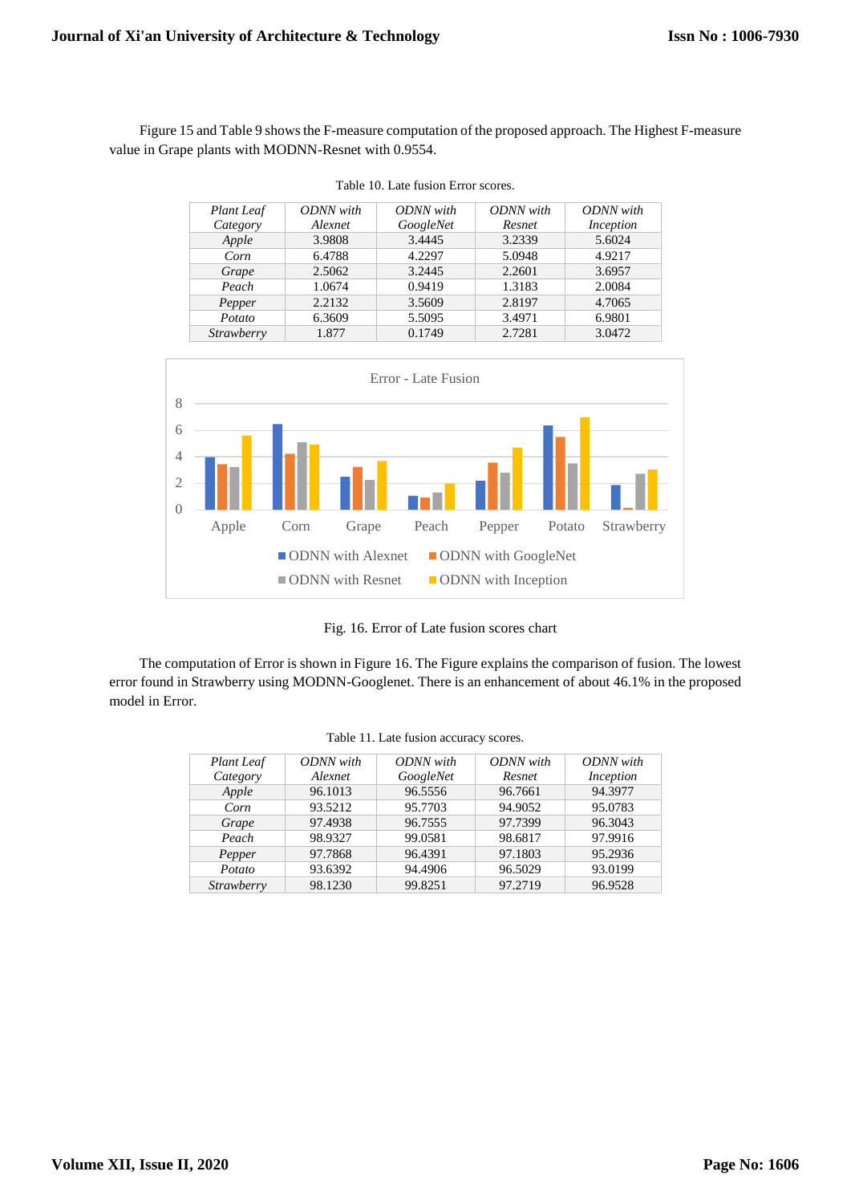Figure 15 and Table 9 shows the F-measure computation of the proposed approach. The Highest F-measure value in Grape plants with MODNN-Resnet with 0.9554.

Table 10. Late fusion Error scores.

| *Plant Leaf Category* | *ODNN with Alexnet* | *ODNN with GoogleNet* | *ODNN with Resnet* | *ODNN with Inception* |
|---|---|---|---|---|
| *Apple* | 3.9808 | 3.4445 | 3.2339 | 5.6024 |
| *Corn* | 6.4788 | 4.2297 | 5.0948 | 4.9217 |
| *Grape* | 2.5062 | 3.2445 | 2.2601 | 3.6957 |
| *Peach* | 1.0674 | 0.9419 | 1.3183 | 2.0084 |
| *Pepper* | 2.2132 | 3.5609 | 2.8197 | 4.7065 |
| *Potato* | 6.3609 | 5.5095 | 3.4971 | 6.9801 |
| *Strawberry* | 1.877 | 0.1749 | 2.7281 | 3.0472 |

Fig. 16. Error of Late fusion scores chart

The computation of Error is shown in Figure 16. The Figure explains the comparison of fusion. The lowest error found in Strawberry using MODNN-Googlenet. There is an enhancement of about 46.1% in the proposed model in Error.

Table 11. Late fusion accuracy scores.

| *Plant Leaf Category* | *ODNN with Alexnet* | *ODNN with GoogleNet* | *ODNN with Resnet* | *ODNN with Inception* |
|---|---|---|---|---|
| *Apple* | 96.1013 | 96.5556 | 96.7661 | 94.3977 |
| *Corn* | 93.5212 | 95.7703 | 94.9052 | 95.0783 |
| *Grape* | 97.4938 | 96.7555 | 97.7399 | 96.3043 |
| *Peach* | 98.9327 | 99.0581 | 98.6817 | 97.9916 |
| *Pepper* | 97.7868 | 96.4391 | 97.1803 | 95.2936 |
| *Potato* | 93.6392 | 94.4906 | 96.5029 | 93.0199 |
| *Strawberry* | 98.1230 | 99.8251 | 97.2719 | 96.9528 |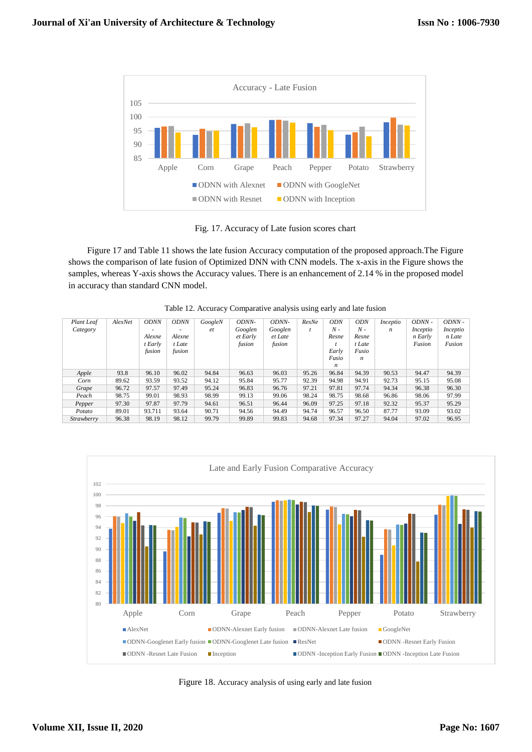Fig. 17. Accuracy of Late fusion scores chart

Figure 17 and Table 11 shows the late fusion Accuracy computation of the proposed approach.The Figure shows the comparison of late fusion of Optimized DNN with CNN models. The x-axis in the Figure shows the samples, whereas Y-axis shows the Accuracy values. There is an enhancement of 2.14 % in the proposed model in accuracy than standard CNN model.

Table 12. Accuracy Comparative analysis using early and late fusion

| *Plant Leaf Category* | *AlexNet* | *ODNN - Alexnet Early fusion* | *ODNN - Alexnet Late fusion* | *GoogleNet* | *ODNN-Googlenet Early fusion* | *ODNN-Googlenet Late fusion* | *ResNet* | *ODNN - Resnet Early Fusion* | *ODNN - Resnet Late Fusion* | *Inception* | *ODNN - Inception Early Fusion* | *ODNN - Inception Late Fusion* |
|---|---|---|---|---|---|---|---|---|---|---|---|---|
| *Apple* | 93.8 | 96.10 | 96.02 | 94.84 | 96.63 | 96.03 | 95.26 | 96.84 | 94.39 | 90.53 | 94.47 | 94.39 |
| *Corn* | 89.62 | 93.59 | 93.52 | 94.12 | 95.84 | 95.77 | 92.39 | 94.98 | 94.91 | 92.73 | 95.15 | 95.08 |
| *Grape* | 96.72 | 97.57 | 97.49 | 95.24 | 96.83 | 96.76 | 97.21 | 97.81 | 97.74 | 94.34 | 96.38 | 96.30 |
| *Peach* | 98.75 | 99.01 | 98.93 | 98.99 | 99.13 | 99.06 | 98.24 | 98.75 | 98.68 | 96.86 | 98.06 | 97.99 |
| *Pepper* | 97.30 | 97.87 | 97.79 | 94.61 | 96.51 | 96.44 | 96.09 | 97.25 | 97.18 | 92.32 | 95.37 | 95.29 |
| *Potato* | 89.01 | 93.711 | 93.64 | 90.71 | 94.56 | 94.49 | 94.74 | 96.57 | 96.50 | 87.77 | 93.09 | 93.02 |
| *Strawberry* | 96.38 | 98.19 | 98.12 | 99.79 | 99.89 | 99.83 | 94.68 | 97.34 | 97.27 | 94.04 | 97.02 | 96.95 |

Figure 18. Accuracy analysis of using early and late fusion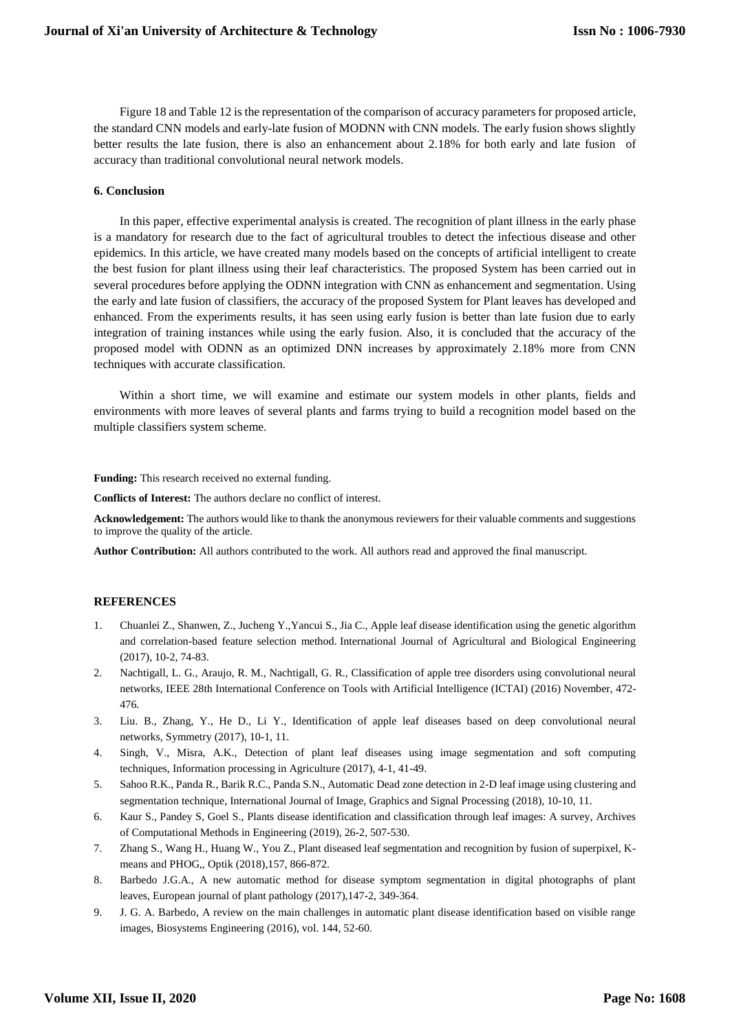Figure 18 and Table 12 is the representation of the comparison of accuracy parameters for proposed article, the standard CNN models and early-late fusion of MODNN with CNN models. The early fusion shows slightly better results the late fusion, there is also an enhancement about 2.18% for both early and late fusion of accuracy than traditional convolutional neural network models.

## 6. Conclusion

In this paper, effective experimental analysis is created. The recognition of plant illness in the early phase is a mandatory for research due to the fact of agricultural troubles to detect the infectious disease and other epidemics. In this article, we have created many models based on the concepts of artificial intelligent to create the best fusion for plant illness using their leaf characteristics. The proposed System has been carried out in several procedures before applying the ODNN integration with CNN as enhancement and segmentation. Using the early and late fusion of classifiers, the accuracy of the proposed System for Plant leaves has developed and enhanced. From the experiments results, it has seen using early fusion is better than late fusion due to early integration of training instances while using the early fusion. Also, it is concluded that the accuracy of the proposed model with ODNN as an optimized DNN increases by approximately 2.18% more from CNN techniques with accurate classification.

Within a short time, we will examine and estimate our system models in other plants, fields and environments with more leaves of several plants and farms trying to build a recognition model based on the multiple classifiers system scheme.

**Funding:** This research received no external funding.

**Conflicts of Interest:** The authors declare no conflict of interest.

**Acknowledgement:** The authors would like to thank the anonymous reviewers for their valuable comments and suggestions to improve the quality of the article.

**Author Contribution:** All authors contributed to the work. All authors read and approved the final manuscript.

## REFERENCES

1. Chuanlei Z., Shanwen, Z., Jucheng Y.,Yancui S., Jia C., Apple leaf disease identification using the genetic algorithm and correlation-based feature selection method. International Journal of Agricultural and Biological Engineering (2017), 10-2, 74-83.
2. Nachtigall, L. G., Araujo, R. M., Nachtigall, G. R., Classification of apple tree disorders using convolutional neural networks, IEEE 28th International Conference on Tools with Artificial Intelligence (ICTAI) (2016) November, 472-476.
3. Liu. B., Zhang, Y., He D., Li Y., Identification of apple leaf diseases based on deep convolutional neural networks, Symmetry (2017), 10-1, 11.
4. Singh, V., Misra, A.K., Detection of plant leaf diseases using image segmentation and soft computing techniques, Information processing in Agriculture (2017), 4-1, 41-49.
5. Sahoo R.K., Panda R., Barik R.C., Panda S.N., Automatic Dead zone detection in 2-D leaf image using clustering and segmentation technique, International Journal of Image, Graphics and Signal Processing (2018), 10-10, 11.
6. Kaur S., Pandey S, Goel S., Plants disease identification and classification through leaf images: A survey, Archives of Computational Methods in Engineering (2019), 26-2, 507-530.
7. Zhang S., Wang H., Huang W., You Z., Plant diseased leaf segmentation and recognition by fusion of superpixel, K-means and PHOG,, Optik (2018),157, 866-872.
8. Barbedo J.G.A., A new automatic method for disease symptom segmentation in digital photographs of plant leaves, European journal of plant pathology (2017),147-2, 349-364.
9. J. G. A. Barbedo, A review on the main challenges in automatic plant disease identification based on visible range images, Biosystems Engineering (2016), vol. 144, 52-60.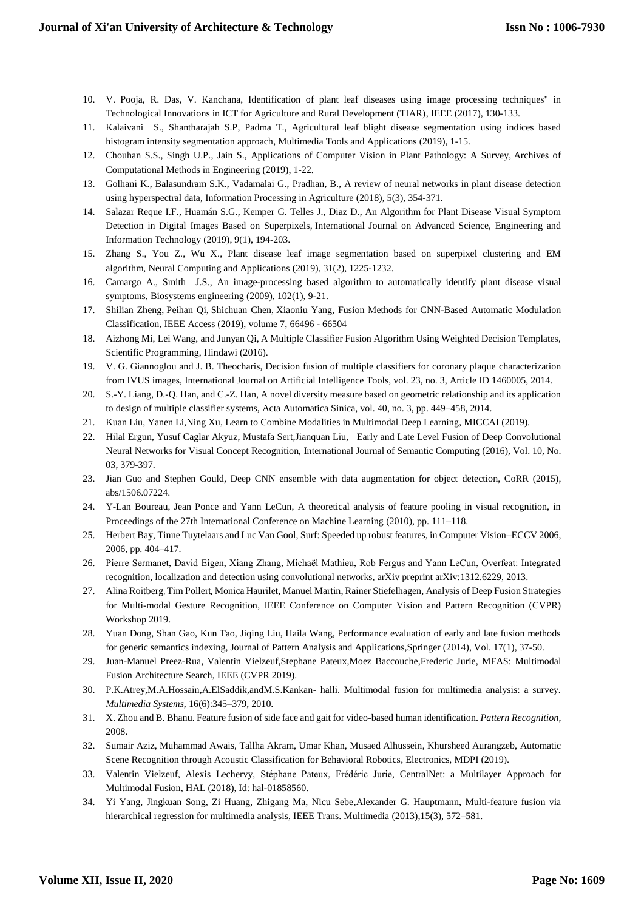10. V. Pooja, R. Das, V. Kanchana, Identification of plant leaf diseases using image processing techniques" in Technological Innovations in ICT for Agriculture and Rural Development (TIAR), IEEE (2017), 130-133.
11. Kalaivani S., Shantharajah S.P, Padma T., Agricultural leaf blight disease segmentation using indices based histogram intensity segmentation approach, Multimedia Tools and Applications (2019), 1-15.
12. Chouhan S.S., Singh U.P., Jain S., Applications of Computer Vision in Plant Pathology: A Survey, Archives of Computational Methods in Engineering (2019), 1-22.
13. Golhani K., Balasundram S.K., Vadamalai G., Pradhan, B., A review of neural networks in plant disease detection using hyperspectral data, Information Processing in Agriculture (2018), 5(3), 354-371.
14. Salazar Reque I.F., Huamán S.G., Kemper G. Telles J., Diaz D., An Algorithm for Plant Disease Visual Symptom Detection in Digital Images Based on Superpixels, International Journal on Advanced Science, Engineering and Information Technology (2019), 9(1), 194-203.
15. Zhang S., You Z., Wu X., Plant disease leaf image segmentation based on superpixel clustering and EM algorithm, Neural Computing and Applications (2019), 31(2), 1225-1232.
16. Camargo A., Smith J.S., An image-processing based algorithm to automatically identify plant disease visual symptoms, Biosystems engineering (2009), 102(1), 9-21.
17. Shilian Zheng, Peihan Qi, Shichuan Chen, Xiaoniu Yang, Fusion Methods for CNN-Based Automatic Modulation Classification, IEEE Access (2019), volume 7, 66496 - 66504
18. Aizhong Mi, Lei Wang, and Junyan Qi, A Multiple Classifier Fusion Algorithm Using Weighted Decision Templates, Scientific Programming, Hindawi (2016).
19. V. G. Giannoglou and J. B. Theocharis, Decision fusion of multiple classifiers for coronary plaque characterization from IVUS images, International Journal on Artificial Intelligence Tools, vol. 23, no. 3, Article ID 1460005, 2014.
20. S.-Y. Liang, D.-Q. Han, and C.-Z. Han, A novel diversity measure based on geometric relationship and its application to design of multiple classifier systems, Acta Automatica Sinica, vol. 40, no. 3, pp. 449–458, 2014.
21. Kuan Liu, Yanen Li,Ning Xu, Learn to Combine Modalities in Multimodal Deep Learning, MICCAI (2019).
22. Hilal Ergun, Yusuf Caglar Akyuz, Mustafa Sert,Jianquan Liu, Early and Late Level Fusion of Deep Convolutional Neural Networks for Visual Concept Recognition, International Journal of Semantic Computing (2016), Vol. 10, No. 03, 379-397.
23. Jian Guo and Stephen Gould, Deep CNN ensemble with data augmentation for object detection, CoRR (2015), abs/1506.07224.
24. Y-Lan Boureau, Jean Ponce and Yann LeCun, A theoretical analysis of feature pooling in visual recognition, in Proceedings of the 27th International Conference on Machine Learning (2010), pp. 111–118.
25. Herbert Bay, Tinne Tuytelaars and Luc Van Gool, Surf: Speeded up robust features, in Computer Vision–ECCV 2006, 2006, pp. 404–417.
26. Pierre Sermanet, David Eigen, Xiang Zhang, Michaël Mathieu, Rob Fergus and Yann LeCun, Overfeat: Integrated recognition, localization and detection using convolutional networks, arXiv preprint arXiv:1312.6229, 2013.
27. Alina Roitberg, Tim Pollert, Monica Haurilet, Manuel Martin, Rainer Stiefelhagen, Analysis of Deep Fusion Strategies for Multi-modal Gesture Recognition, IEEE Conference on Computer Vision and Pattern Recognition (CVPR) Workshop 2019.
28. Yuan Dong, Shan Gao, Kun Tao, Jiqing Liu, Haila Wang, Performance evaluation of early and late fusion methods for generic semantics indexing, Journal of Pattern Analysis and Applications,Springer (2014), Vol. 17(1), 37-50.
29. Juan-Manuel Preez-Rua, Valentin Vielzeuf,Stephane Pateux,Moez Baccouche,Frederic Jurie, MFAS: Multimodal Fusion Architecture Search, IEEE (CVPR 2019).
30. P.K.Atrey,M.A.Hossain,A.ElSaddik,andM.S.Kankan- halli. Multimodal fusion for multimedia analysis: a survey. *Multimedia Systems*, 16(6):345–379, 2010.
31. X. Zhou and B. Bhanu. Feature fusion of side face and gait for video-based human identification. *Pattern Recognition*, 2008.
32. Sumair Aziz, Muhammad Awais, Tallha Akram, Umar Khan, Musaed Alhussein, Khursheed Aurangzeb, Automatic Scene Recognition through Acoustic Classification for Behavioral Robotics, Electronics, MDPI (2019).
33. Valentin Vielzeuf, Alexis Lechervy, Stéphane Pateux, Frédéric Jurie, CentralNet: a Multilayer Approach for Multimodal Fusion, HAL (2018), Id: hal-01858560.
34. Yi Yang, Jingkuan Song, Zi Huang, Zhigang Ma, Nicu Sebe,Alexander G. Hauptmann, Multi-feature fusion via hierarchical regression for multimedia analysis, IEEE Trans. Multimedia (2013),15(3), 572–581.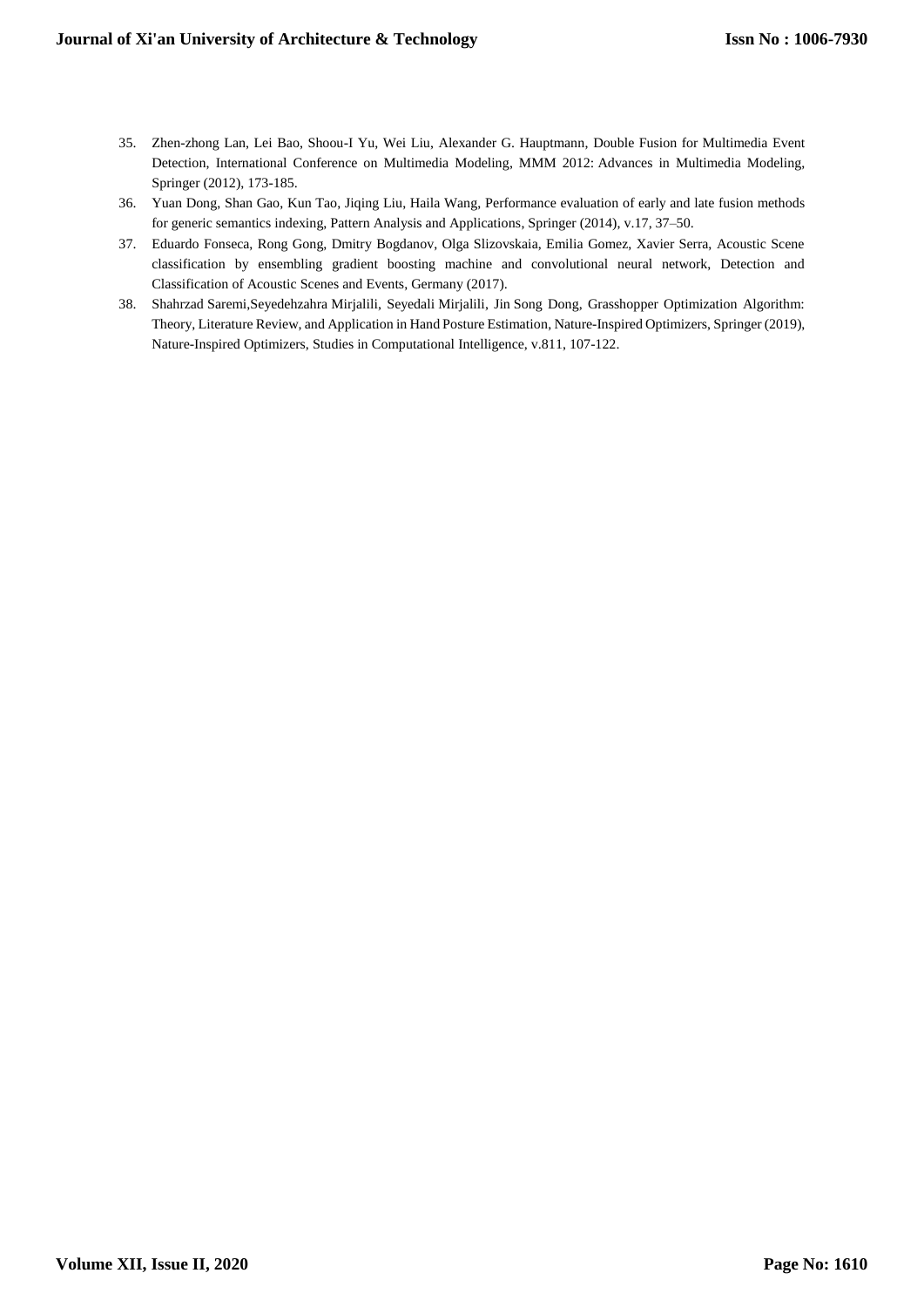35. Zhen-zhong Lan, Lei Bao, Shoou-I Yu, Wei Liu, Alexander G. Hauptmann, Double Fusion for Multimedia Event Detection, International Conference on Multimedia Modeling, MMM 2012: Advances in Multimedia Modeling, Springer (2012), 173-185.
36. Yuan Dong, Shan Gao, Kun Tao, Jiqing Liu, Haila Wang, Performance evaluation of early and late fusion methods for generic semantics indexing, Pattern Analysis and Applications, Springer (2014), v.17, 37–50.
37. Eduardo Fonseca, Rong Gong, Dmitry Bogdanov, Olga Slizovskaia, Emilia Gomez, Xavier Serra, Acoustic Scene classification by ensembling gradient boosting machine and convolutional neural network, Detection and Classification of Acoustic Scenes and Events, Germany (2017).
38. Shahrzad Saremi,Seyedehzahra Mirjalili, Seyedali Mirjalili, Jin Song Dong, Grasshopper Optimization Algorithm: Theory, Literature Review, and Application in Hand Posture Estimation, Nature-Inspired Optimizers, Springer (2019), Nature-Inspired Optimizers, Studies in Computational Intelligence, v.811, 107-122.